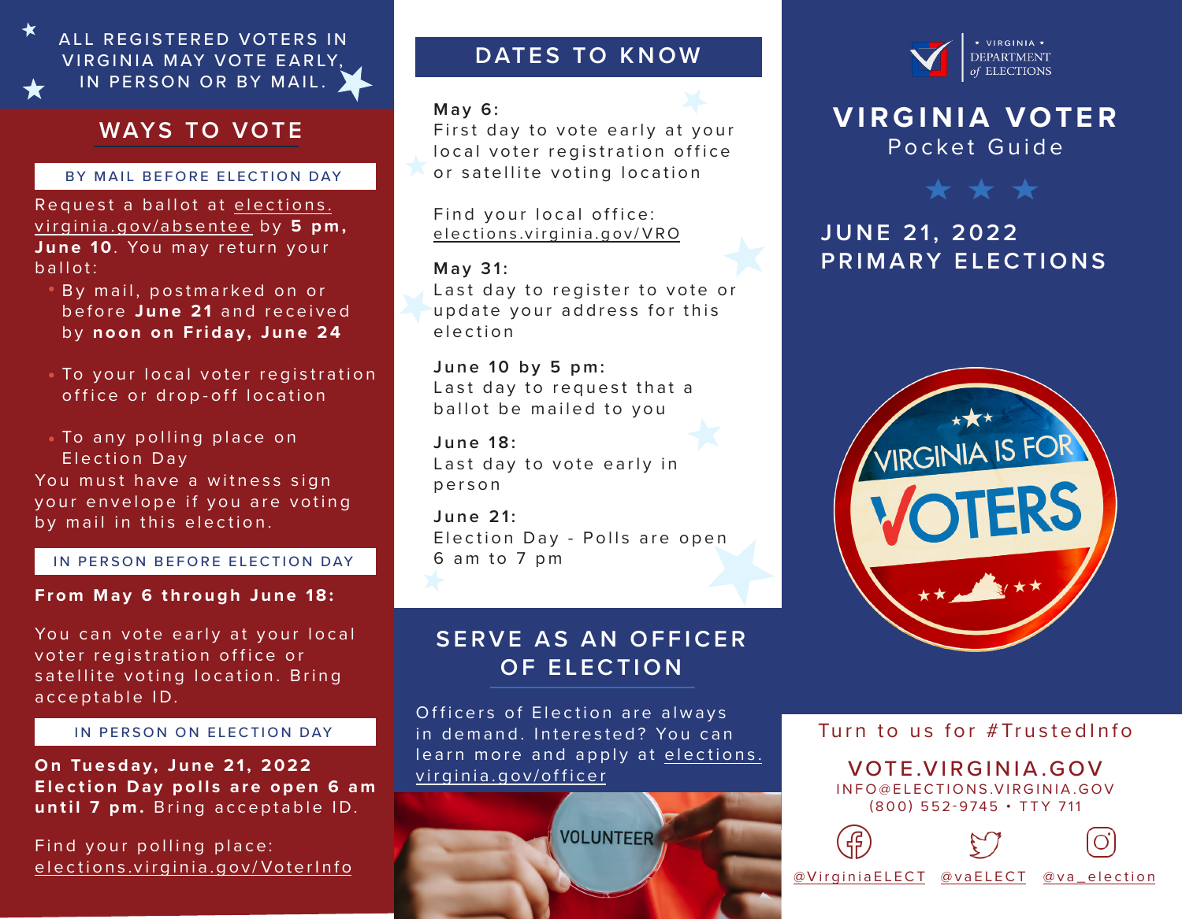ALL REGISTERED VOTERS IN VIRGINIA MAY VOTE EARLY, IN PERSON OR BY MAIL.

## WAYS TO VOTE

### BY MAIL BEFORE ELECTION DAY

Request a ballot at elections.virginia.gov/absentee by **5 pm, June 10**. You may return your ballot:

- By mail, postmarked on or before **June 21** and received by **noon on Friday, June 24**
- To your local voter registration office or drop-off location
- To any polling place on Election Day

You must have a witness sign your envelope if you are voting by mail in this election.

### IN PERSON BEFORE ELECTION DAY

**From May 6 through June 18:**

You can vote early at your local voter registration office or satellite voting location. Bring acceptable ID.

### IN PERSON ON ELECTION DAY

**On Tuesday, June 21, 2022 Election Day polls are open 6 am until 7 pm.** Bring acceptable ID.

Find your polling place: elections.virginia.gov/VoterInfo

## DATES TO KNOW

**May 6:**
First day to vote early at your local voter registration office or satellite voting location

Find your local office: elections.virginia.gov/VRO

**May 31:**
Last day to register to vote or update your address for this election

**June 10 by 5 pm:**
Last day to request that a ballot be mailed to you

**June 18:**
Last day to vote early in person

**June 21:**
Election Day - Polls are open 6 am to 7 pm

## SERVE AS AN OFFICER OF ELECTION

Officers of Election are always in demand. Interested? You can learn more and apply at elections.virginia.gov/officer

VIRGINIA DEPARTMENT of ELECTIONS

# VIRGINIA VOTER
Pocket Guide

## JUNE 21, 2022 PRIMARY ELECTIONS

Turn to us for #TrustedInfo

**VOTE.VIRGINIA.GOV**
INFO@ELECTIONS.VIRGINIA.GOV
(800) 552-9745 • TTY 711

@VirginiaELECT @vaELECT @va_election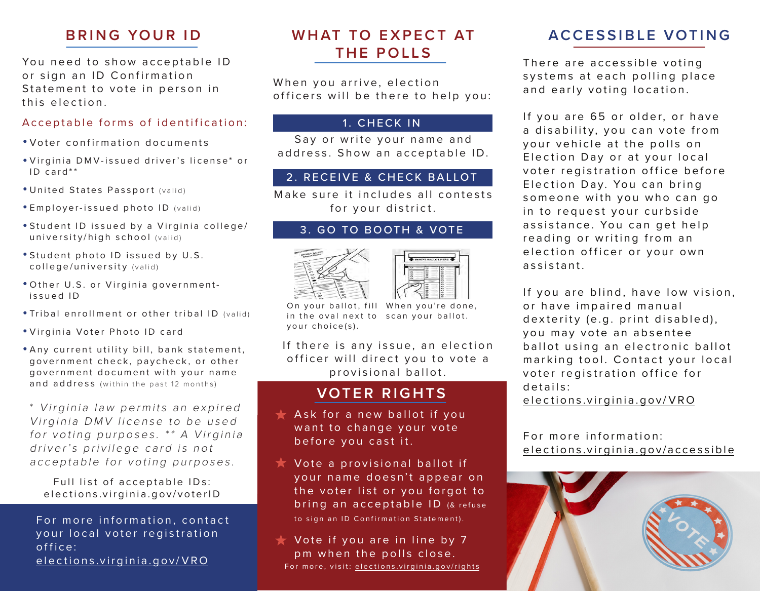## BRING YOUR ID

You need to show acceptable ID or sign an ID Confirmation Statement to vote in person in this election.

Acceptable forms of identification:

- Voter confirmation documents
- Virginia DMV-issued driver's license* or ID card**
- United States Passport (valid)
- Employer-issued photo ID (valid)
- Student ID issued by a Virginia college/university/high school (valid)
- Student photo ID issued by U.S. college/university (valid)
- Other U.S. or Virginia government-issued ID
- Tribal enrollment or other tribal ID (valid)
- Virginia Voter Photo ID card
- Any current utility bill, bank statement, government check, paycheck, or other government document with your name and address (within the past 12 months)

*\* Virginia law permits an expired Virginia DMV license to be used for voting purposes. \*\* A Virginia driver's privilege card is not acceptable for voting purposes.*

Full list of acceptable IDs: elections.virginia.gov/voterID

For more information, contact your local voter registration office: elections.virginia.gov/VRO

## WHAT TO EXPECT AT THE POLLS

When you arrive, election officers will be there to help you:

### 1. CHECK IN

Say or write your name and address. Show an acceptable ID.

### 2. RECEIVE & CHECK BALLOT

Make sure it includes all contests for your district.

### 3. GO TO BOOTH & VOTE

On your ballot, fill in the oval next to your choice(s).

When you're done, scan your ballot.

If there is any issue, an election officer will direct you to vote a provisional ballot.

## VOTER RIGHTS

- ★ Ask for a new ballot if you want to change your vote before you cast it.
- ★ Vote a provisional ballot if your name doesn't appear on the voter list or you forgot to bring an acceptable ID (& refuse to sign an ID Confirmation Statement).
- ★ Vote if you are in line by 7 pm when the polls close.

For more, visit: elections.virginia.gov/rights

## ACCESSIBLE VOTING

There are accessible voting systems at each polling place and early voting location.

If you are 65 or older, or have a disability, you can vote from your vehicle at the polls on Election Day or at your local voter registration office before Election Day. You can bring someone with you who can go in to request your curbside assistance. You can get help reading or writing from an election officer or your own assistant.

If you are blind, have low vision, or have impaired manual dexterity (e.g. print disabled), you may vote an absentee ballot using an electronic ballot marking tool. Contact your local voter registration office for details: elections.virginia.gov/VRO

For more information: elections.virginia.gov/accessible